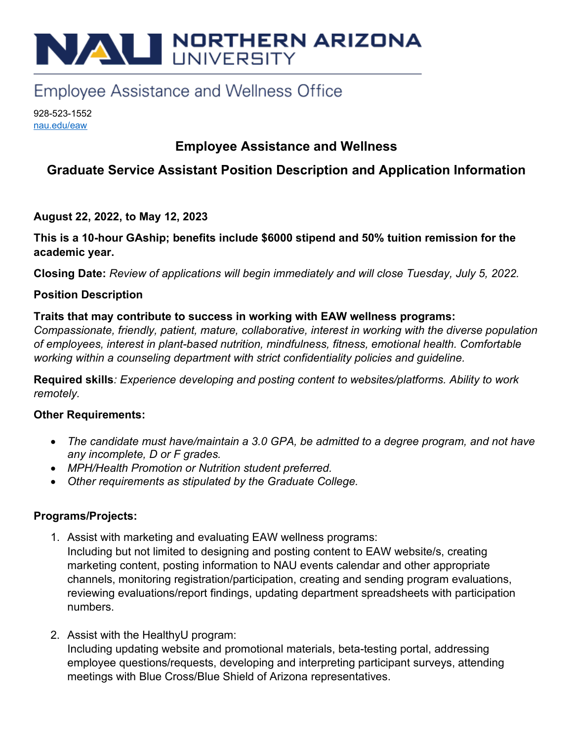# NAU NORTHERN ARIZONA UNIVERSITY

Employee Assistance and Wellness Office

928-523-1552
nau.edu/eaw

## Employee Assistance and Wellness

## Graduate Service Assistant Position Description and Application Information

**August 22, 2022, to May 12, 2023**

**This is a 10-hour GAship; benefits include $6000 stipend and 50% tuition remission for the academic year.**

**Closing Date:** *Review of applications will begin immediately and will close Tuesday, July 5, 2022.*

**Position Description**

**Traits that may contribute to success in working with EAW wellness programs:**
*Compassionate, friendly, patient, mature, collaborative, interest in working with the diverse population of employees, interest in plant-based nutrition, mindfulness, fitness, emotional health. Comfortable working within a counseling department with strict confidentiality policies and guideline.*

**Required skills***: Experience developing and posting content to websites/platforms. Ability to work remotely.*

**Other Requirements:**

- *The candidate must have/maintain a 3.0 GPA, be admitted to a degree program, and not have any incomplete, D or F grades.*
- *MPH/Health Promotion or Nutrition student preferred.*
- *Other requirements as stipulated by the Graduate College.*

**Programs/Projects:**

1. Assist with marketing and evaluating EAW wellness programs:
   Including but not limited to designing and posting content to EAW website/s, creating marketing content, posting information to NAU events calendar and other appropriate channels, monitoring registration/participation, creating and sending program evaluations, reviewing evaluations/report findings, updating department spreadsheets with participation numbers.

2. Assist with the HealthyU program:
   Including updating website and promotional materials, beta-testing portal, addressing employee questions/requests, developing and interpreting participant surveys, attending meetings with Blue Cross/Blue Shield of Arizona representatives.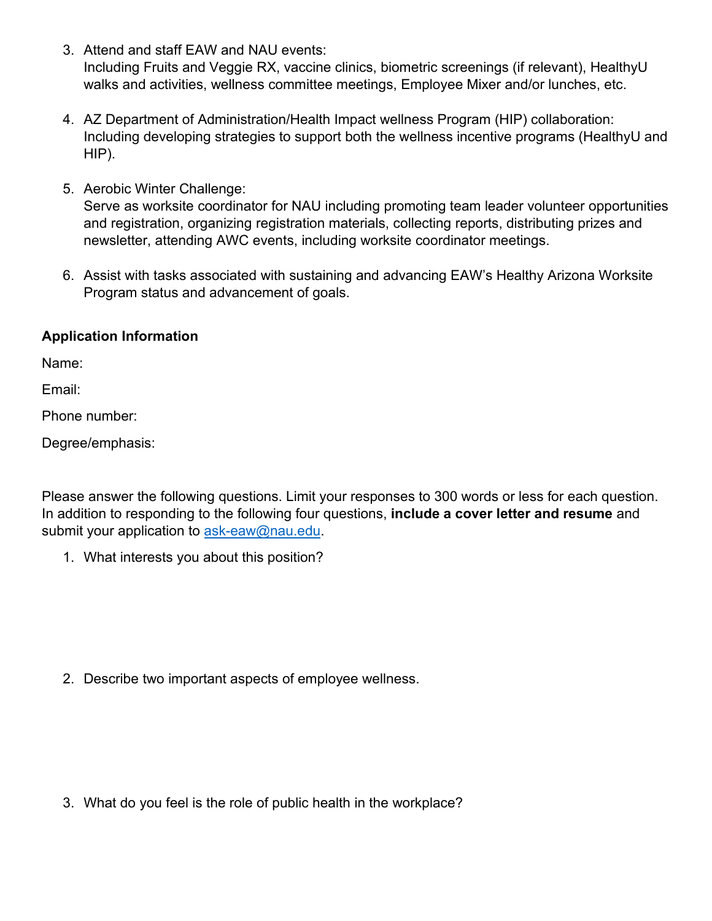3. Attend and staff EAW and NAU events:
   Including Fruits and Veggie RX, vaccine clinics, biometric screenings (if relevant), HealthyU walks and activities, wellness committee meetings, Employee Mixer and/or lunches, etc.

4. AZ Department of Administration/Health Impact wellness Program (HIP) collaboration:
   Including developing strategies to support both the wellness incentive programs (HealthyU and HIP).

5. Aerobic Winter Challenge:
   Serve as worksite coordinator for NAU including promoting team leader volunteer opportunities and registration, organizing registration materials, collecting reports, distributing prizes and newsletter, attending AWC events, including worksite coordinator meetings.

6. Assist with tasks associated with sustaining and advancing EAW's Healthy Arizona Worksite Program status and advancement of goals.

**Application Information**

Name:

Email:

Phone number:

Degree/emphasis:

Please answer the following questions. Limit your responses to 300 words or less for each question. In addition to responding to the following four questions, **include a cover letter and resume** and submit your application to ask-eaw@nau.edu.

1. What interests you about this position?

2. Describe two important aspects of employee wellness.

3. What do you feel is the role of public health in the workplace?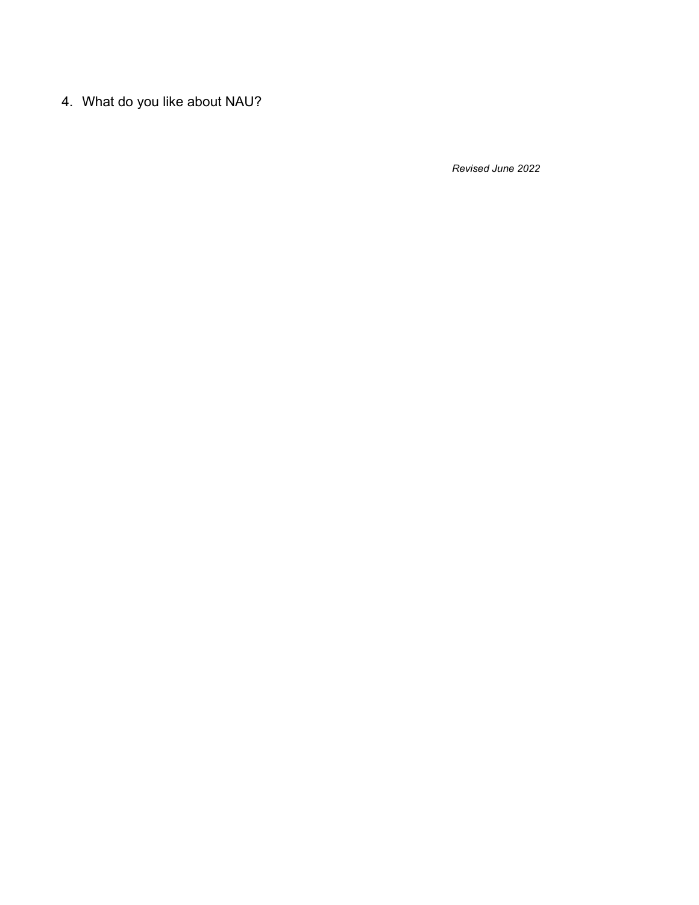4. What do you like about NAU?

*Revised June 2022*